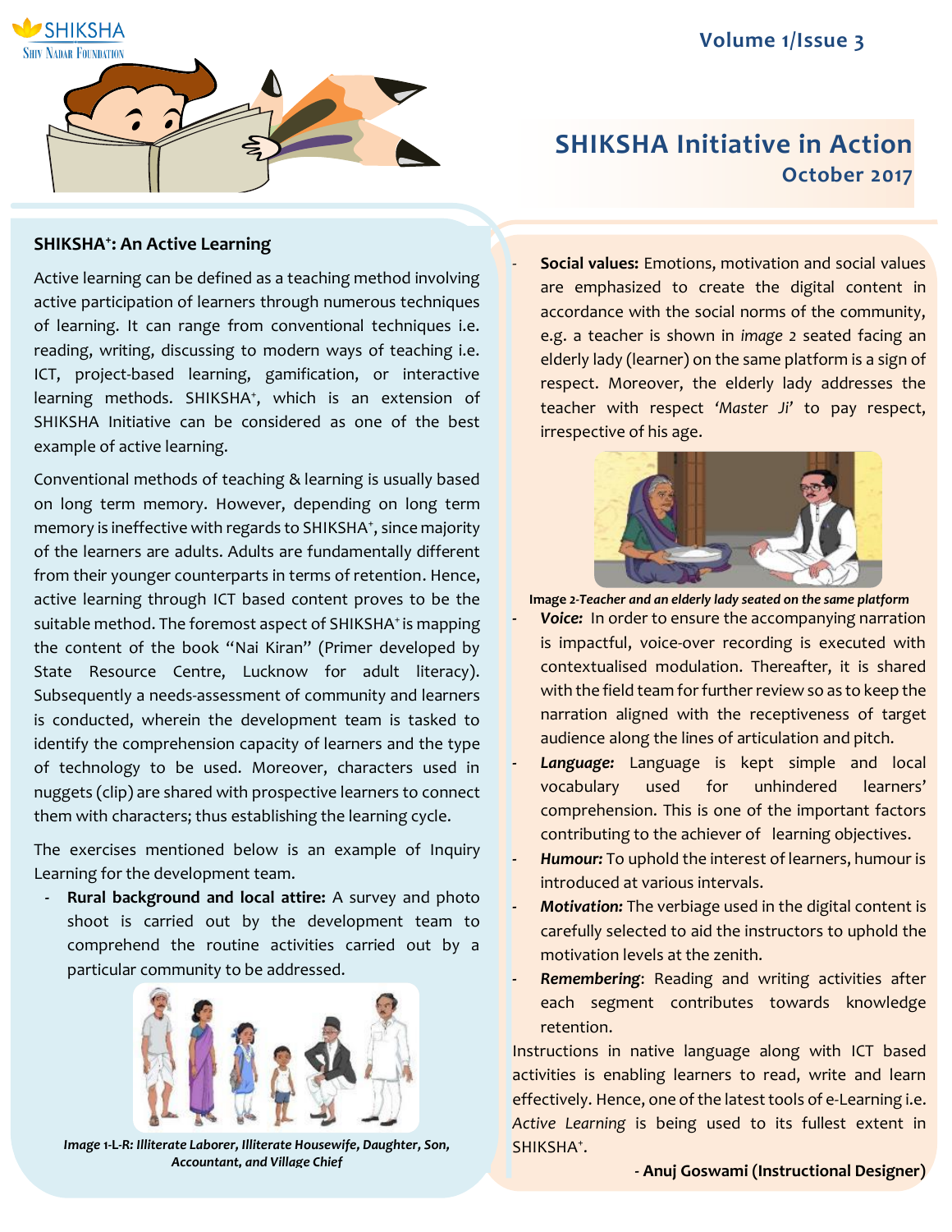SHIKSHA
Shiv Nadar Foundation

Volume 1/Issue 3

# SHIKSHA Initiative in Action

**October 2017**

## SHIKSHA+: An Active Learning

Active learning can be defined as a teaching method involving active participation of learners through numerous techniques of learning. It can range from conventional techniques i.e. reading, writing, discussing to modern ways of teaching i.e. ICT, project-based learning, gamification, or interactive learning methods. SHIKSHA+, which is an extension of SHIKSHA Initiative can be considered as one of the best example of active learning.

Conventional methods of teaching & learning is usually based on long term memory. However, depending on long term memory is ineffective with regards to SHIKSHA+, since majority of the learners are adults. Adults are fundamentally different from their younger counterparts in terms of retention. Hence, active learning through ICT based content proves to be the suitable method. The foremost aspect of SHIKSHA+ is mapping the content of the book "Nai Kiran" (Primer developed by State Resource Centre, Lucknow for adult literacy). Subsequently a needs-assessment of community and learners is conducted, wherein the development team is tasked to identify the comprehension capacity of learners and the type of technology to be used. Moreover, characters used in nuggets (clip) are shared with prospective learners to connect them with characters; thus establishing the learning cycle.

The exercises mentioned below is an example of Inquiry Learning for the development team.

- **Rural background and local attire:** A survey and photo shoot is carried out by the development team to comprehend the routine activities carried out by a particular community to be addressed.

*Image 1-L-R: Illiterate Laborer, Illiterate Housewife, Daughter, Son, Accountant, and Village Chief*

- **Social values:** Emotions, motivation and social values are emphasized to create the digital content in accordance with the social norms of the community, e.g. a teacher is shown in *image 2* seated facing an elderly lady (learner) on the same platform is a sign of respect. Moreover, the elderly lady addresses the teacher with respect *'Master Ji'* to pay respect, irrespective of his age.

*Image 2-Teacher and an elderly lady seated on the same platform*

- ***Voice:*** In order to ensure the accompanying narration is impactful, voice-over recording is executed with contextualised modulation. Thereafter, it is shared with the field team for further review so as to keep the narration aligned with the receptiveness of target audience along the lines of articulation and pitch.
- ***Language:*** Language is kept simple and local vocabulary used for unhindered learners' comprehension. This is one of the important factors contributing to the achiever of learning objectives.
- ***Humour:*** To uphold the interest of learners, humour is introduced at various intervals.
- ***Motivation:*** The verbiage used in the digital content is carefully selected to aid the instructors to uphold the motivation levels at the zenith.
- ***Remembering***: Reading and writing activities after each segment contributes towards knowledge retention.

Instructions in native language along with ICT based activities is enabling learners to read, write and learn effectively. Hence, one of the latest tools of e-Learning i.e. *Active Learning* is being used to its fullest extent in SHIKSHA+.

**- Anuj Goswami (Instructional Designer)**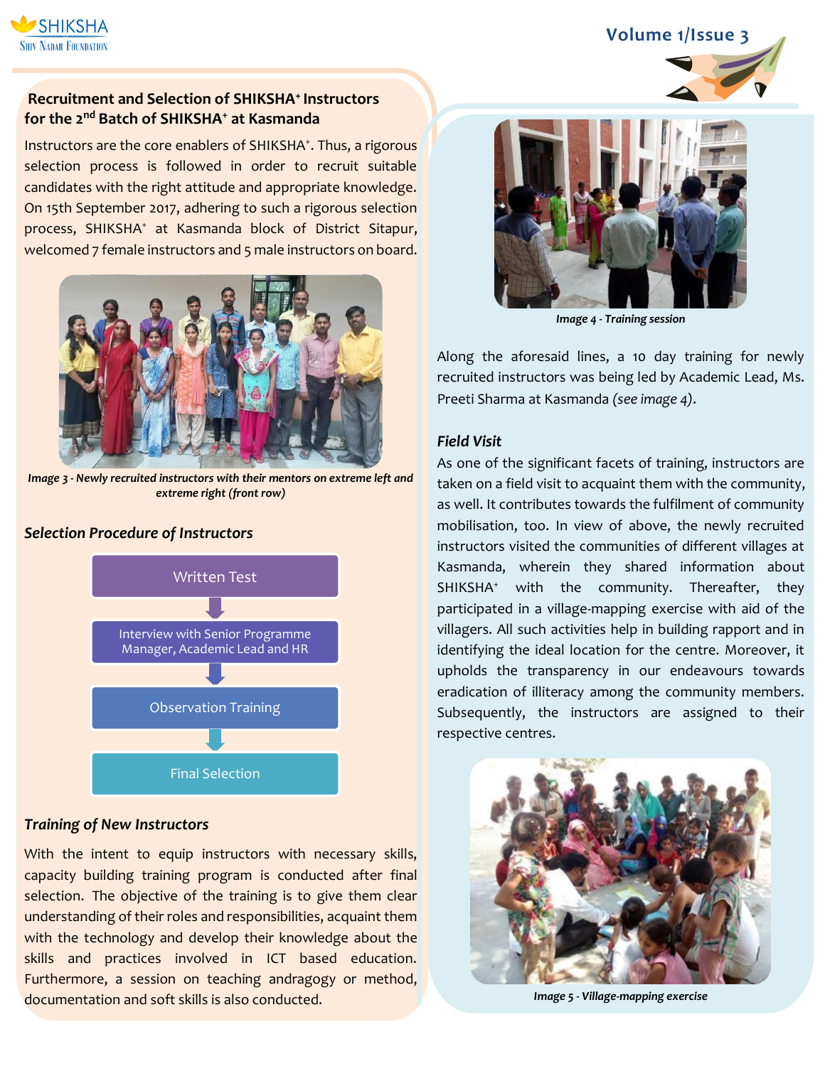## Recruitment and Selection of SHIKSHA⁺ Instructors for the 2nd Batch of SHIKSHA⁺ at Kasmanda

Instructors are the core enablers of SHIKSHA⁺. Thus, a rigorous selection process is followed in order to recruit suitable candidates with the right attitude and appropriate knowledge. On 15th September 2017, adhering to such a rigorous selection process, SHIKSHA⁺ at Kasmanda block of District Sitapur, welcomed 7 female instructors and 5 male instructors on board.

*Image 3 - Newly recruited instructors with their mentors on extreme left and extreme right (front row)*

### *Selection Procedure of Instructors*

1. Written Test
2. Interview with Senior Programme Manager, Academic Lead and HR
3. Observation Training
4. Final Selection

### *Training of New Instructors*

With the intent to equip instructors with necessary skills, capacity building training program is conducted after final selection. The objective of the training is to give them clear understanding of their roles and responsibilities, acquaint them with the technology and develop their knowledge about the skills and practices involved in ICT based education. Furthermore, a session on teaching andragogy or method, documentation and soft skills is also conducted.

*Image 4 - Training session*

Along the aforesaid lines, a 10 day training for newly recruited instructors was being led by Academic Lead, Ms. Preeti Sharma at Kasmanda *(see image 4)*.

### *Field Visit*

As one of the significant facets of training, instructors are taken on a field visit to acquaint them with the community, as well. It contributes towards the fulfilment of community mobilisation, too. In view of above, the newly recruited instructors visited the communities of different villages at Kasmanda, wherein they shared information about SHIKSHA⁺ with the community. Thereafter, they participated in a village-mapping exercise with aid of the villagers. All such activities help in building rapport and in identifying the ideal location for the centre. Moreover, it upholds the transparency in our endeavours towards eradication of illiteracy among the community members. Subsequently, the instructors are assigned to their respective centres.

*Image 5 - Village-mapping exercise*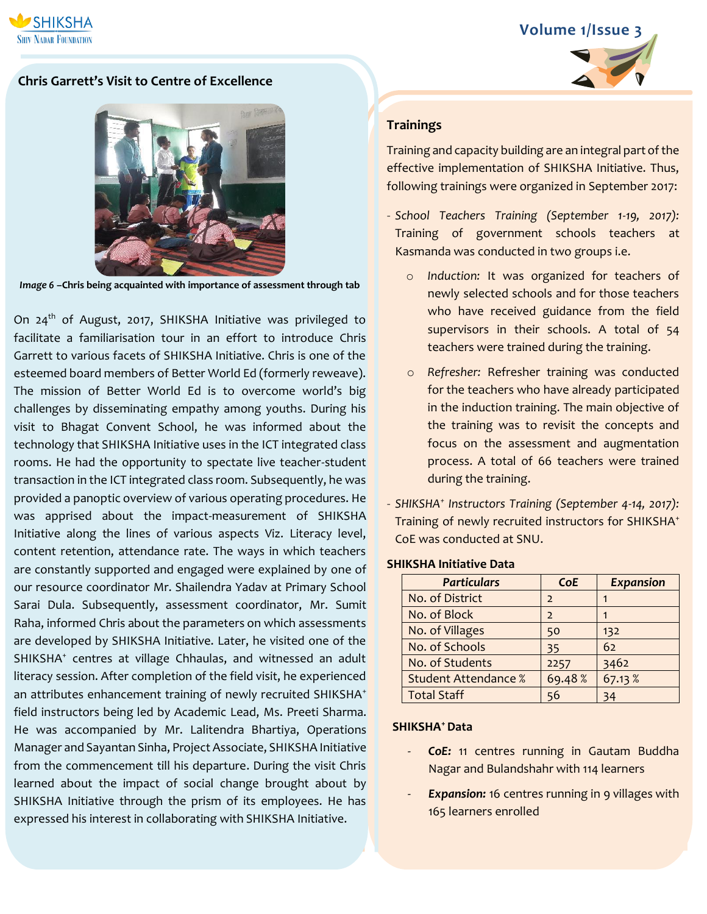## Chris Garrett's Visit to Centre of Excellence

*Image 6* **–Chris being acquainted with importance of assessment through tab**

On 24th of August, 2017, SHIKSHA Initiative was privileged to facilitate a familiarisation tour in an effort to introduce Chris Garrett to various facets of SHIKSHA Initiative. Chris is one of the esteemed board members of Better World Ed (formerly reweave). The mission of Better World Ed is to overcome world's big challenges by disseminating empathy among youths. During his visit to Bhagat Convent School, he was informed about the technology that SHIKSHA Initiative uses in the ICT integrated class rooms. He had the opportunity to spectate live teacher-student transaction in the ICT integrated class room. Subsequently, he was provided a panoptic overview of various operating procedures. He was apprised about the impact-measurement of SHIKSHA Initiative along the lines of various aspects Viz. Literacy level, content retention, attendance rate. The ways in which teachers are constantly supported and engaged were explained by one of our resource coordinator Mr. Shailendra Yadav at Primary School Sarai Dula. Subsequently, assessment coordinator, Mr. Sumit Raha, informed Chris about the parameters on which assessments are developed by SHIKSHA Initiative. Later, he visited one of the SHIKSHA+ centres at village Chhaulas, and witnessed an adult literacy session. After completion of the field visit, he experienced an attributes enhancement training of newly recruited SHIKSHA+ field instructors being led by Academic Lead, Ms. Preeti Sharma. He was accompanied by Mr. Lalitendra Bhartiya, Operations Manager and Sayantan Sinha, Project Associate, SHIKSHA Initiative from the commencement till his departure. During the visit Chris learned about the impact of social change brought about by SHIKSHA Initiative through the prism of its employees. He has expressed his interest in collaborating with SHIKSHA Initiative.

## Trainings

Training and capacity building are an integral part of the effective implementation of SHIKSHA Initiative. Thus, following trainings were organized in September 2017:

- *School Teachers Training (September 1-19, 2017):* Training of government schools teachers at Kasmanda was conducted in two groups i.e.
    - *Induction:* It was organized for teachers of newly selected schools and for those teachers who have received guidance from the field supervisors in their schools. A total of 54 teachers were trained during the training.
    - *Refresher:* Refresher training was conducted for the teachers who have already participated in the induction training. The main objective of the training was to revisit the concepts and focus on the assessment and augmentation process. A total of 66 teachers were trained during the training.
- *SHIKSHA+ Instructors Training (September 4-14, 2017):* Training of newly recruited instructors for SHIKSHA+ CoE was conducted at SNU.

### SHIKSHA Initiative Data

| *Particulars* | *CoE* | *Expansion* |
|---|---|---|
| No. of District | 2 | 1 |
| No. of Block | 2 | 1 |
| No. of Villages | 50 | 132 |
| No. of Schools | 35 | 62 |
| No. of Students | 2257 | 3462 |
| Student Attendance % | 69.48 % | 67.13 % |
| Total Staff | 56 | 34 |

### SHIKSHA+ Data

- ***CoE:*** 11 centres running in Gautam Buddha Nagar and Bulandshahr with 114 learners
- ***Expansion:*** 16 centres running in 9 villages with 165 learners enrolled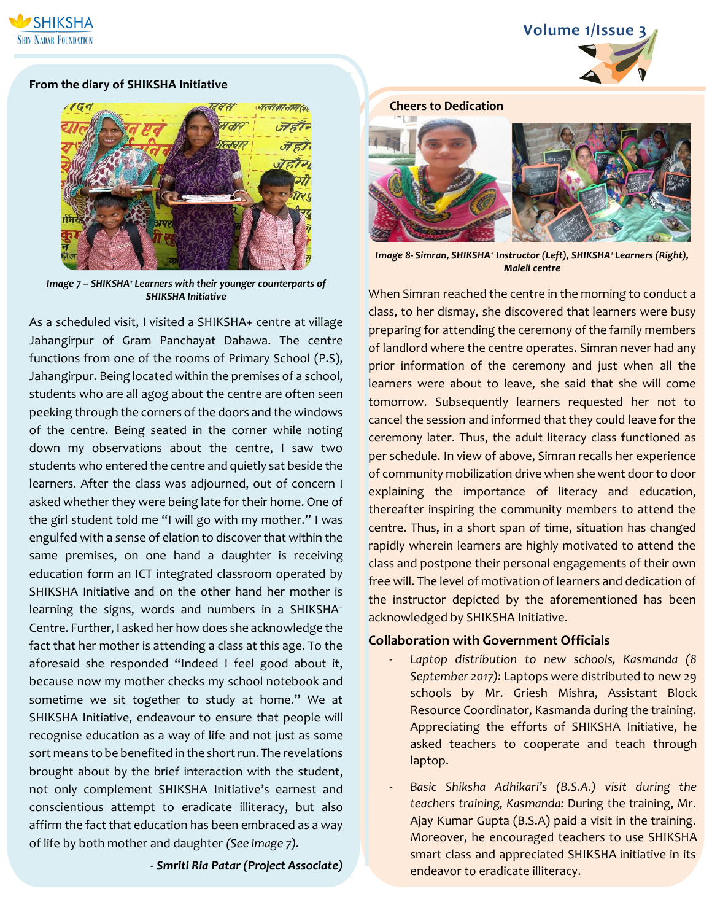## From the diary of SHIKSHA Initiative

*Image 7 – SHIKSHA+ Learners with their younger counterparts of SHIKSHA Initiative*

As a scheduled visit, I visited a SHIKSHA+ centre at village Jahangirpur of Gram Panchayat Dahawa. The centre functions from one of the rooms of Primary School (P.S), Jahangirpur. Being located within the premises of a school, students who are all agog about the centre are often seen peeking through the corners of the doors and the windows of the centre. Being seated in the corner while noting down my observations about the centre, I saw two students who entered the centre and quietly sat beside the learners. After the class was adjourned, out of concern I asked whether they were being late for their home. One of the girl student told me "I will go with my mother." I was engulfed with a sense of elation to discover that within the same premises, on one hand a daughter is receiving education form an ICT integrated classroom operated by SHIKSHA Initiative and on the other hand her mother is learning the signs, words and numbers in a SHIKSHA+ Centre. Further, I asked her how does she acknowledge the fact that her mother is attending a class at this age. To the aforesaid she responded "Indeed I feel good about it, because now my mother checks my school notebook and sometime we sit together to study at home." We at SHIKSHA Initiative, endeavour to ensure that people will recognise education as a way of life and not just as some sort means to be benefited in the short run. The revelations brought about by the brief interaction with the student, not only complement SHIKSHA Initiative's earnest and conscientious attempt to eradicate illiteracy, but also affirm the fact that education has been embraced as a way of life by both mother and daughter *(See Image 7).*

***- Smriti Ria Patar (Project Associate)***

## Cheers to Dedication

*Image 8- Simran, SHIKSHA+ Instructor (Left), SHIKSHA+ Learners (Right), Maleli centre*

When Simran reached the centre in the morning to conduct a class, to her dismay, she discovered that learners were busy preparing for attending the ceremony of the family members of landlord where the centre operates. Simran never had any prior information of the ceremony and just when all the learners were about to leave, she said that she will come tomorrow. Subsequently learners requested her not to cancel the session and informed that they could leave for the ceremony later. Thus, the adult literacy class functioned as per schedule. In view of above, Simran recalls her experience of community mobilization drive when she went door to door explaining the importance of literacy and education, thereafter inspiring the community members to attend the centre. Thus, in a short span of time, situation has changed rapidly wherein learners are highly motivated to attend the class and postpone their personal engagements of their own free will. The level of motivation of learners and dedication of the instructor depicted by the aforementioned has been acknowledged by SHIKSHA Initiative.

## Collaboration with Government Officials

- *Laptop distribution to new schools, Kasmanda (8 September 2017):* Laptops were distributed to new 29 schools by Mr. Griesh Mishra, Assistant Block Resource Coordinator, Kasmanda during the training. Appreciating the efforts of SHIKSHA Initiative, he asked teachers to cooperate and teach through laptop.
- *Basic Shiksha Adhikari's (B.S.A.) visit during the teachers training, Kasmanda:* During the training, Mr. Ajay Kumar Gupta (B.S.A) paid a visit in the training. Moreover, he encouraged teachers to use SHIKSHA smart class and appreciated SHIKSHA initiative in its endeavor to eradicate illiteracy.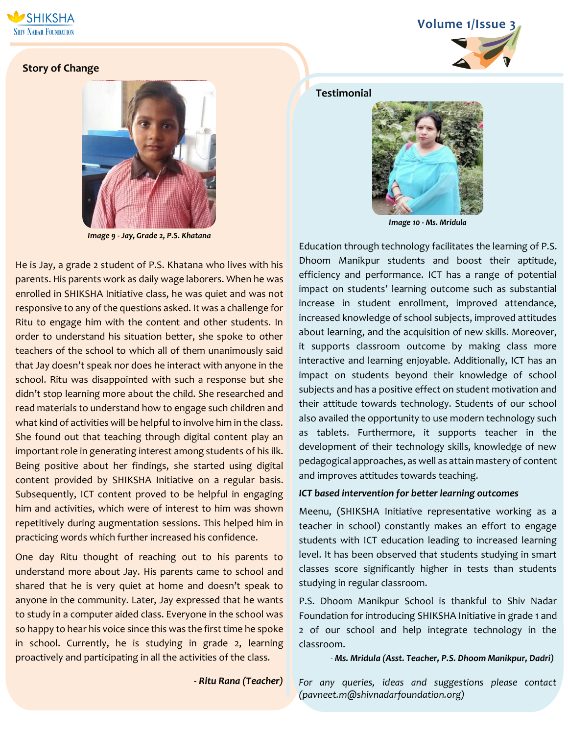## Story of Change

*Image 9 - Jay, Grade 2, P.S. Khatana*

He is Jay, a grade 2 student of P.S. Khatana who lives with his parents. His parents work as daily wage laborers. When he was enrolled in SHIKSHA Initiative class, he was quiet and was not responsive to any of the questions asked. It was a challenge for Ritu to engage him with the content and other students. In order to understand his situation better, she spoke to other teachers of the school to which all of them unanimously said that Jay doesn't speak nor does he interact with anyone in the school. Ritu was disappointed with such a response but she didn't stop learning more about the child. She researched and read materials to understand how to engage such children and what kind of activities will be helpful to involve him in the class. She found out that teaching through digital content play an important role in generating interest among students of his ilk. Being positive about her findings, she started using digital content provided by SHIKSHA Initiative on a regular basis. Subsequently, ICT content proved to be helpful in engaging him and activities, which were of interest to him was shown repetitively during augmentation sessions. This helped him in practicing words which further increased his confidence.

One day Ritu thought of reaching out to his parents to understand more about Jay. His parents came to school and shared that he is very quiet at home and doesn't speak to anyone in the community. Later, Jay expressed that he wants to study in a computer aided class. Everyone in the school was so happy to hear his voice since this was the first time he spoke in school. Currently, he is studying in grade 2, learning proactively and participating in all the activities of the class.

***- Ritu Rana (Teacher)***

## Testimonial

*Image 10 - Ms. Mridula*

Education through technology facilitates the learning of P.S. Dhoom Manikpur students and boost their aptitude, efficiency and performance. ICT has a range of potential impact on students' learning outcome such as substantial increase in student enrollment, improved attendance, increased knowledge of school subjects, improved attitudes about learning, and the acquisition of new skills. Moreover, it supports classroom outcome by making class more interactive and learning enjoyable. Additionally, ICT has an impact on students beyond their knowledge of school subjects and has a positive effect on student motivation and their attitude towards technology. Students of our school also availed the opportunity to use modern technology such as tablets. Furthermore, it supports teacher in the development of their technology skills, knowledge of new pedagogical approaches, as well as attain mastery of content and improves attitudes towards teaching.

***ICT based intervention for better learning outcomes***

Meenu, (SHIKSHA Initiative representative working as a teacher in school) constantly makes an effort to engage students with ICT education leading to increased learning level. It has been observed that students studying in smart classes score significantly higher in tests than students studying in regular classroom.

P.S. Dhoom Manikpur School is thankful to Shiv Nadar Foundation for introducing SHIKSHA Initiative in grade 1 and 2 of our school and help integrate technology in the classroom.

***- Ms. Mridula (Asst. Teacher, P.S. Dhoom Manikpur, Dadri)***

*For any queries, ideas and suggestions please contact (pavneet.m@shivnadarfoundation.org)*